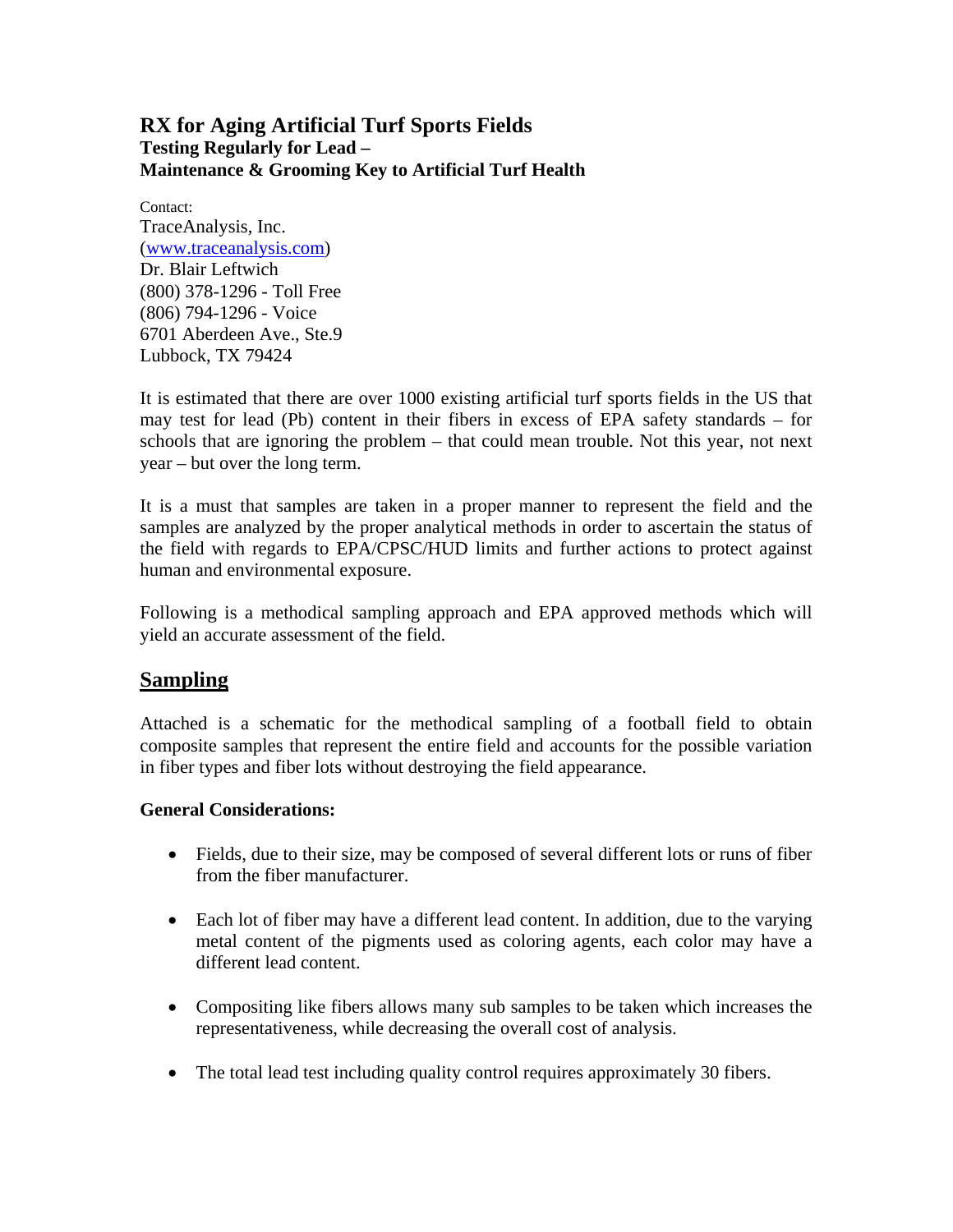# RX for Aging Artificial Turf Sports Fields

**Testing Regularly for Lead –**
**Maintenance & Grooming Key to Artificial Turf Health**

Contact:
TraceAnalysis, Inc.
(www.traceanalysis.com)
Dr. Blair Leftwich
(800) 378-1296 - Toll Free
(806) 794-1296 - Voice
6701 Aberdeen Ave., Ste.9
Lubbock, TX 79424

It is estimated that there are over 1000 existing artificial turf sports fields in the US that may test for lead (Pb) content in their fibers in excess of EPA safety standards – for schools that are ignoring the problem – that could mean trouble. Not this year, not next year – but over the long term.

It is a must that samples are taken in a proper manner to represent the field and the samples are analyzed by the proper analytical methods in order to ascertain the status of the field with regards to EPA/CPSC/HUD limits and further actions to protect against human and environmental exposure.

Following is a methodical sampling approach and EPA approved methods which will yield an accurate assessment of the field.

## Sampling

Attached is a schematic for the methodical sampling of a football field to obtain composite samples that represent the entire field and accounts for the possible variation in fiber types and fiber lots without destroying the field appearance.

**General Considerations:**

- Fields, due to their size, may be composed of several different lots or runs of fiber from the fiber manufacturer.
- Each lot of fiber may have a different lead content. In addition, due to the varying metal content of the pigments used as coloring agents, each color may have a different lead content.
- Compositing like fibers allows many sub samples to be taken which increases the representativeness, while decreasing the overall cost of analysis.
- The total lead test including quality control requires approximately 30 fibers.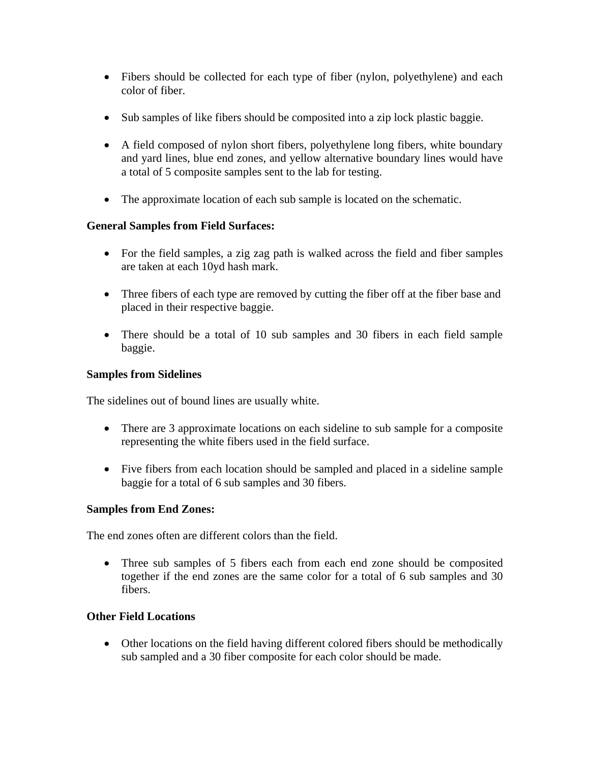- Fibers should be collected for each type of fiber (nylon, polyethylene) and each color of fiber.

- Sub samples of like fibers should be composited into a zip lock plastic baggie.

- A field composed of nylon short fibers, polyethylene long fibers, white boundary and yard lines, blue end zones, and yellow alternative boundary lines would have a total of 5 composite samples sent to the lab for testing.

- The approximate location of each sub sample is located on the schematic.

**General Samples from Field Surfaces:**

- For the field samples, a zig zag path is walked across the field and fiber samples are taken at each 10yd hash mark.

- Three fibers of each type are removed by cutting the fiber off at the fiber base and placed in their respective baggie.

- There should be a total of 10 sub samples and 30 fibers in each field sample baggie.

**Samples from Sidelines**

The sidelines out of bound lines are usually white.

- There are 3 approximate locations on each sideline to sub sample for a composite representing the white fibers used in the field surface.

- Five fibers from each location should be sampled and placed in a sideline sample baggie for a total of 6 sub samples and 30 fibers.

**Samples from End Zones:**

The end zones often are different colors than the field.

- Three sub samples of 5 fibers each from each end zone should be composited together if the end zones are the same color for a total of 6 sub samples and 30 fibers.

**Other Field Locations**

- Other locations on the field having different colored fibers should be methodically sub sampled and a 30 fiber composite for each color should be made.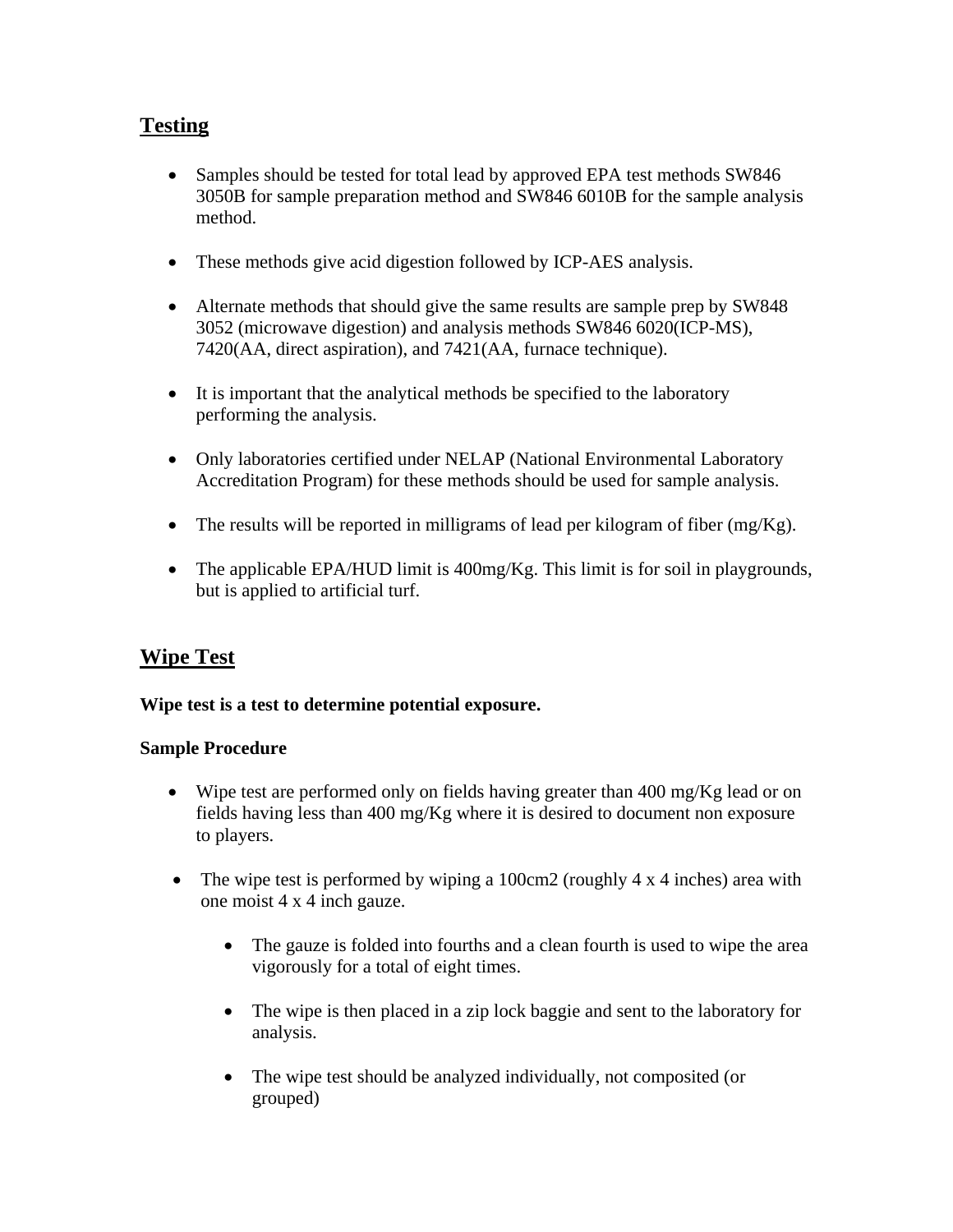## Testing

- Samples should be tested for total lead by approved EPA test methods SW846 3050B for sample preparation method and SW846 6010B for the sample analysis method.
- These methods give acid digestion followed by ICP-AES analysis.
- Alternate methods that should give the same results are sample prep by SW848 3052 (microwave digestion) and analysis methods SW846 6020(ICP-MS), 7420(AA, direct aspiration), and 7421(AA, furnace technique).
- It is important that the analytical methods be specified to the laboratory performing the analysis.
- Only laboratories certified under NELAP (National Environmental Laboratory Accreditation Program) for these methods should be used for sample analysis.
- The results will be reported in milligrams of lead per kilogram of fiber (mg/Kg).
- The applicable EPA/HUD limit is 400mg/Kg. This limit is for soil in playgrounds, but is applied to artificial turf.

## Wipe Test

**Wipe test is a test to determine potential exposure.**

**Sample Procedure**

- Wipe test are performed only on fields having greater than 400 mg/Kg lead or on fields having less than 400 mg/Kg where it is desired to document non exposure to players.
- The wipe test is performed by wiping a 100cm2 (roughly 4 x 4 inches) area with one moist 4 x 4 inch gauze.
  - The gauze is folded into fourths and a clean fourth is used to wipe the area vigorously for a total of eight times.
  - The wipe is then placed in a zip lock baggie and sent to the laboratory for analysis.
  - The wipe test should be analyzed individually, not composited (or grouped)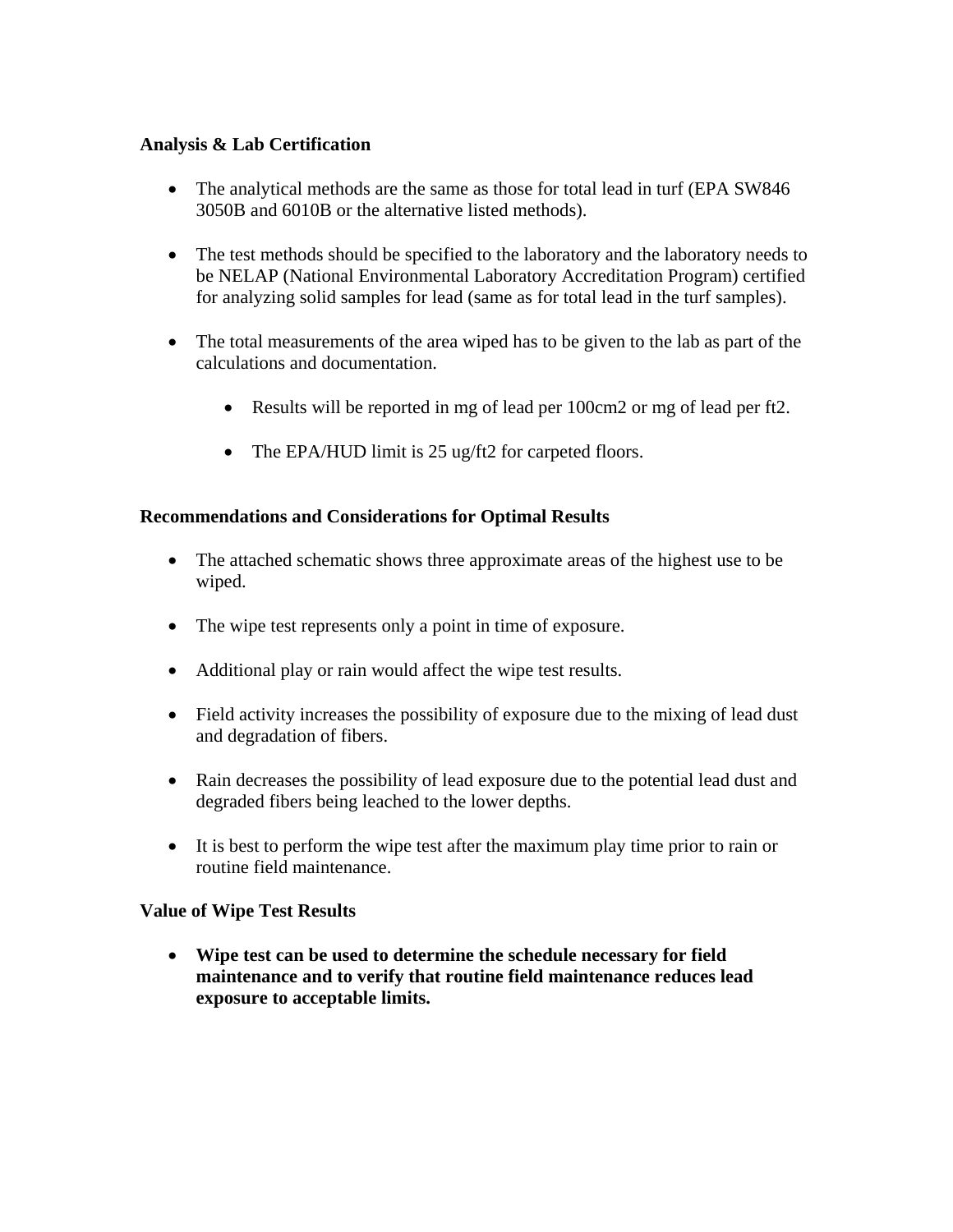**Analysis & Lab Certification**

- The analytical methods are the same as those for total lead in turf (EPA SW846 3050B and 6010B or the alternative listed methods).

- The test methods should be specified to the laboratory and the laboratory needs to be NELAP (National Environmental Laboratory Accreditation Program) certified for analyzing solid samples for lead (same as for total lead in the turf samples).

- The total measurements of the area wiped has to be given to the lab as part of the calculations and documentation.

  - Results will be reported in mg of lead per 100cm2 or mg of lead per ft2.

  - The EPA/HUD limit is 25 ug/ft2 for carpeted floors.

**Recommendations and Considerations for Optimal Results**

- The attached schematic shows three approximate areas of the highest use to be wiped.

- The wipe test represents only a point in time of exposure.

- Additional play or rain would affect the wipe test results.

- Field activity increases the possibility of exposure due to the mixing of lead dust and degradation of fibers.

- Rain decreases the possibility of lead exposure due to the potential lead dust and degraded fibers being leached to the lower depths.

- It is best to perform the wipe test after the maximum play time prior to rain or routine field maintenance.

**Value of Wipe Test Results**

- **Wipe test can be used to determine the schedule necessary for field maintenance and to verify that routine field maintenance reduces lead exposure to acceptable limits.**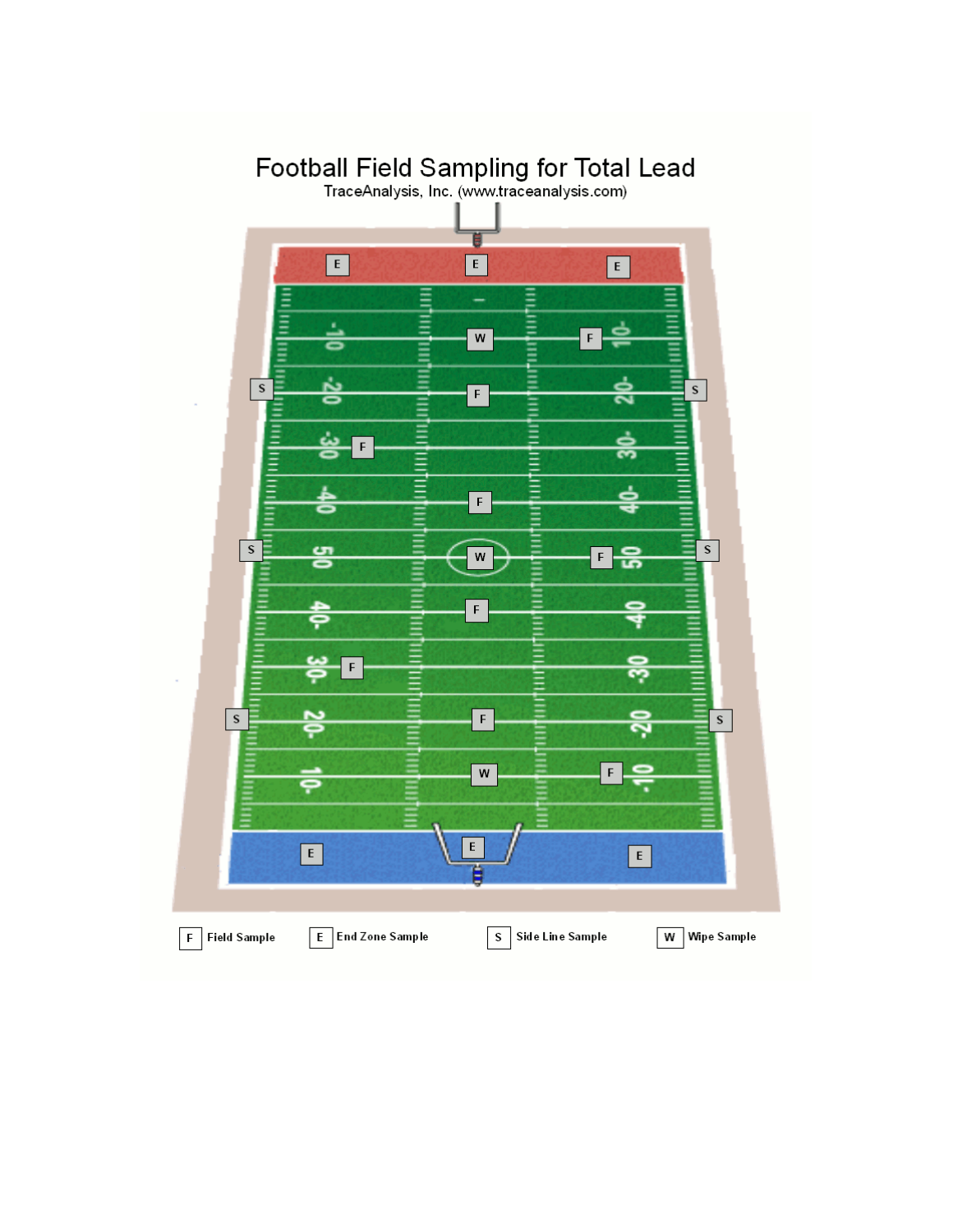# Football Field Sampling for Total Lead

TraceAnalysis, Inc. (www.traceanalysis.com)

F Field Sample

E End Zone Sample

S Side Line Sample

W Wipe Sample